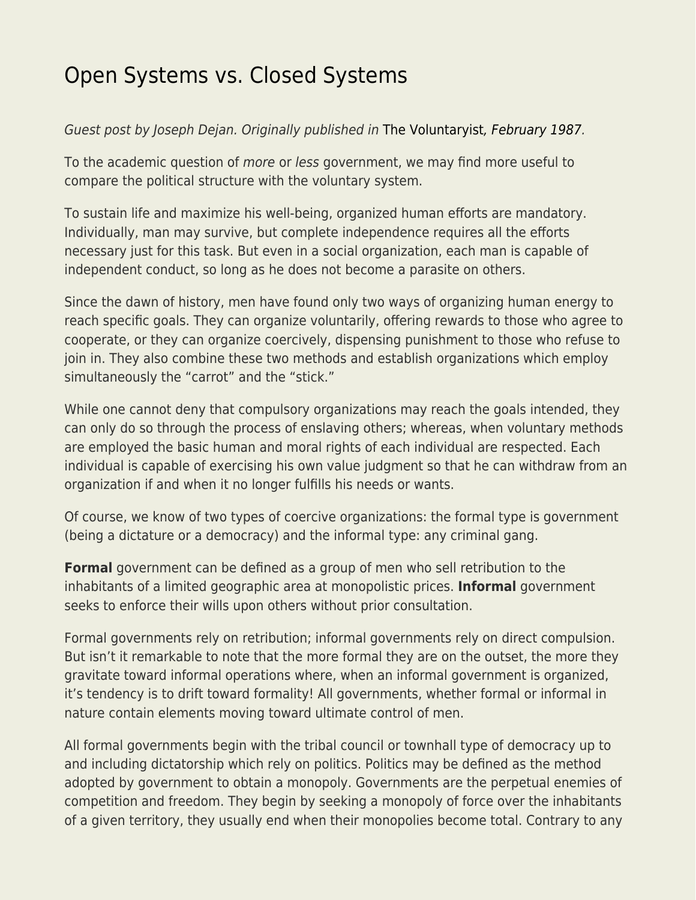# Open Systems vs. Closed Systems

*Guest post by Joseph Dejan. Originally published in* The Voluntaryist*, February 1987.*

To the academic question of *more* or *less* government, we may find more useful to compare the political structure with the voluntary system.

To sustain life and maximize his well-being, organized human efforts are mandatory. Individually, man may survive, but complete independence requires all the efforts necessary just for this task. But even in a social organization, each man is capable of independent conduct, so long as he does not become a parasite on others.

Since the dawn of history, men have found only two ways of organizing human energy to reach specific goals. They can organize voluntarily, offering rewards to those who agree to cooperate, or they can organize coercively, dispensing punishment to those who refuse to join in. They also combine these two methods and establish organizations which employ simultaneously the "carrot" and the "stick."

While one cannot deny that compulsory organizations may reach the goals intended, they can only do so through the process of enslaving others; whereas, when voluntary methods are employed the basic human and moral rights of each individual are respected. Each individual is capable of exercising his own value judgment so that he can withdraw from an organization if and when it no longer fulfills his needs or wants.

Of course, we know of two types of coercive organizations: the formal type is government (being a dictature or a democracy) and the informal type: any criminal gang.

**Formal** government can be defined as a group of men who sell retribution to the inhabitants of a limited geographic area at monopolistic prices. **Informal** government seeks to enforce their wills upon others without prior consultation.

Formal governments rely on retribution; informal governments rely on direct compulsion. But isn't it remarkable to note that the more formal they are on the outset, the more they gravitate toward informal operations where, when an informal government is organized, it's tendency is to drift toward formality! All governments, whether formal or informal in nature contain elements moving toward ultimate control of men.

All formal governments begin with the tribal council or townhall type of democracy up to and including dictatorship which rely on politics. Politics may be defined as the method adopted by government to obtain a monopoly. Governments are the perpetual enemies of competition and freedom. They begin by seeking a monopoly of force over the inhabitants of a given territory, they usually end when their monopolies become total. Contrary to any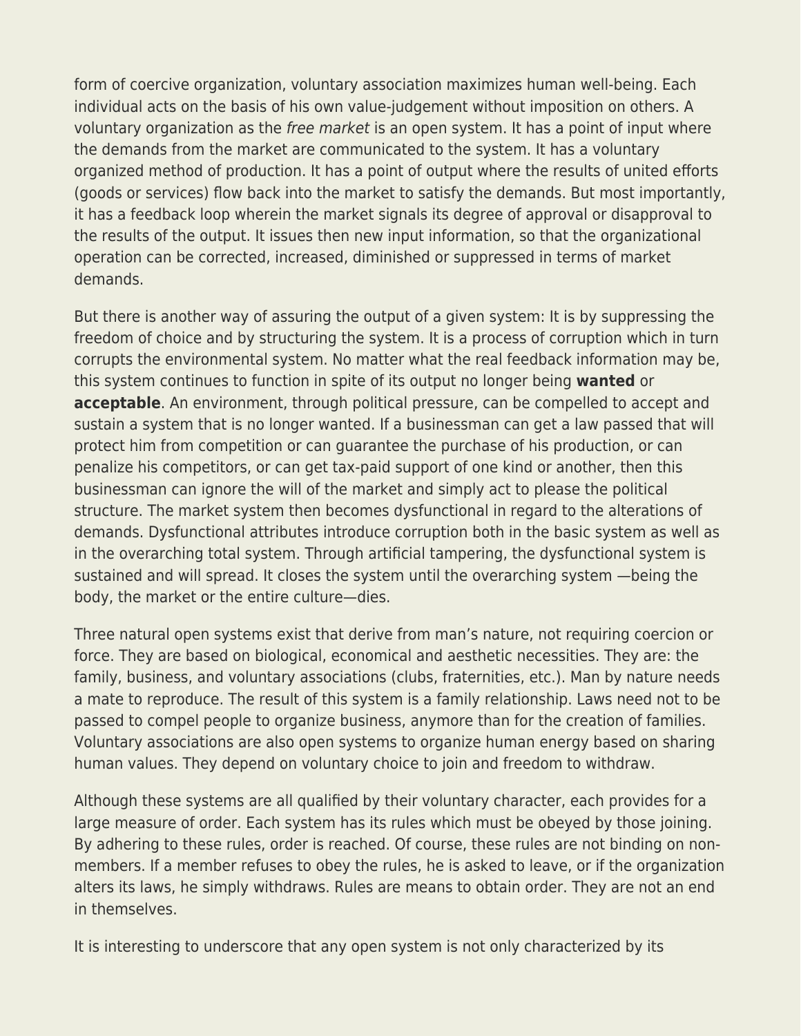form of coercive organization, voluntary association maximizes human well-being. Each individual acts on the basis of his own value-judgement without imposition on others. A voluntary organization as the *free market* is an open system. It has a point of input where the demands from the market are communicated to the system. It has a voluntary organized method of production. It has a point of output where the results of united efforts (goods or services) flow back into the market to satisfy the demands. But most importantly, it has a feedback loop wherein the market signals its degree of approval or disapproval to the results of the output. It issues then new input information, so that the organizational operation can be corrected, increased, diminished or suppressed in terms of market demands.

But there is another way of assuring the output of a given system: It is by suppressing the freedom of choice and by structuring the system. It is a process of corruption which in turn corrupts the environmental system. No matter what the real feedback information may be, this system continues to function in spite of its output no longer being **wanted** or **acceptable**. An environment, through political pressure, can be compelled to accept and sustain a system that is no longer wanted. If a businessman can get a law passed that will protect him from competition or can guarantee the purchase of his production, or can penalize his competitors, or can get tax-paid support of one kind or another, then this businessman can ignore the will of the market and simply act to please the political structure. The market system then becomes dysfunctional in regard to the alterations of demands. Dysfunctional attributes introduce corruption both in the basic system as well as in the overarching total system. Through artificial tampering, the dysfunctional system is sustained and will spread. It closes the system until the overarching system —being the body, the market or the entire culture—dies.

Three natural open systems exist that derive from man's nature, not requiring coercion or force. They are based on biological, economical and aesthetic necessities. They are: the family, business, and voluntary associations (clubs, fraternities, etc.). Man by nature needs a mate to reproduce. The result of this system is a family relationship. Laws need not to be passed to compel people to organize business, anymore than for the creation of families. Voluntary associations are also open systems to organize human energy based on sharing human values. They depend on voluntary choice to join and freedom to withdraw.

Although these systems are all qualified by their voluntary character, each provides for a large measure of order. Each system has its rules which must be obeyed by those joining. By adhering to these rules, order is reached. Of course, these rules are not binding on non-members. If a member refuses to obey the rules, he is asked to leave, or if the organization alters its laws, he simply withdraws. Rules are means to obtain order. They are not an end in themselves.

It is interesting to underscore that any open system is not only characterized by its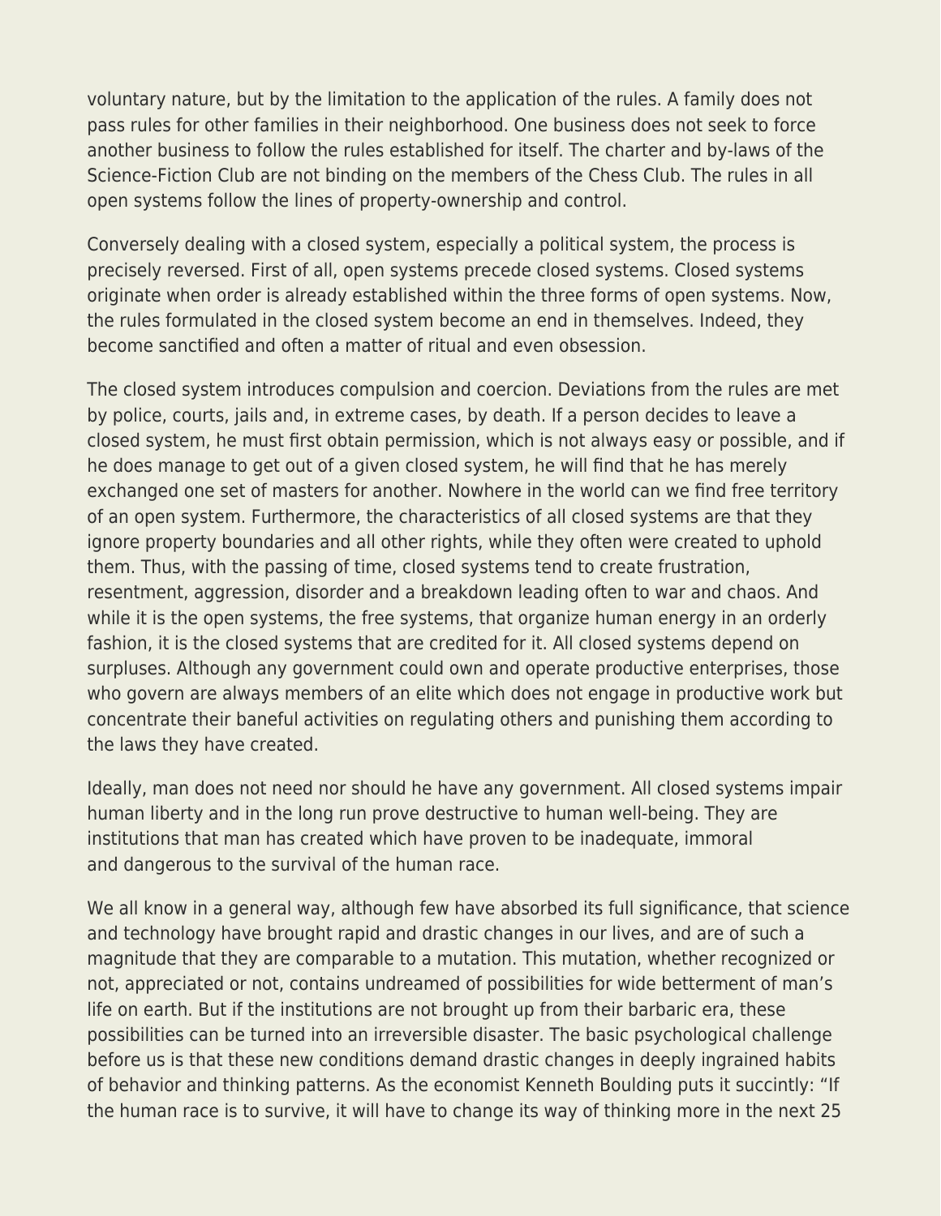voluntary nature, but by the limitation to the application of the rules. A family does not pass rules for other families in their neighborhood. One business does not seek to force another business to follow the rules established for itself. The charter and by-laws of the Science-Fiction Club are not binding on the members of the Chess Club. The rules in all open systems follow the lines of property-ownership and control.

Conversely dealing with a closed system, especially a political system, the process is precisely reversed. First of all, open systems precede closed systems. Closed systems originate when order is already established within the three forms of open systems. Now, the rules formulated in the closed system become an end in themselves. Indeed, they become sanctified and often a matter of ritual and even obsession.

The closed system introduces compulsion and coercion. Deviations from the rules are met by police, courts, jails and, in extreme cases, by death. If a person decides to leave a closed system, he must first obtain permission, which is not always easy or possible, and if he does manage to get out of a given closed system, he will find that he has merely exchanged one set of masters for another. Nowhere in the world can we find free territory of an open system. Furthermore, the characteristics of all closed systems are that they ignore property boundaries and all other rights, while they often were created to uphold them. Thus, with the passing of time, closed systems tend to create frustration, resentment, aggression, disorder and a breakdown leading often to war and chaos. And while it is the open systems, the free systems, that organize human energy in an orderly fashion, it is the closed systems that are credited for it. All closed systems depend on surpluses. Although any government could own and operate productive enterprises, those who govern are always members of an elite which does not engage in productive work but concentrate their baneful activities on regulating others and punishing them according to the laws they have created.

Ideally, man does not need nor should he have any government. All closed systems impair human liberty and in the long run prove destructive to human well-being. They are institutions that man has created which have proven to be inadequate, immoral and dangerous to the survival of the human race.

We all know in a general way, although few have absorbed its full significance, that science and technology have brought rapid and drastic changes in our lives, and are of such a magnitude that they are comparable to a mutation. This mutation, whether recognized or not, appreciated or not, contains undreamed of possibilities for wide betterment of man's life on earth. But if the institutions are not brought up from their barbaric era, these possibilities can be turned into an irreversible disaster. The basic psychological challenge before us is that these new conditions demand drastic changes in deeply ingrained habits of behavior and thinking patterns. As the economist Kenneth Boulding puts it succintly: "If the human race is to survive, it will have to change its way of thinking more in the next 25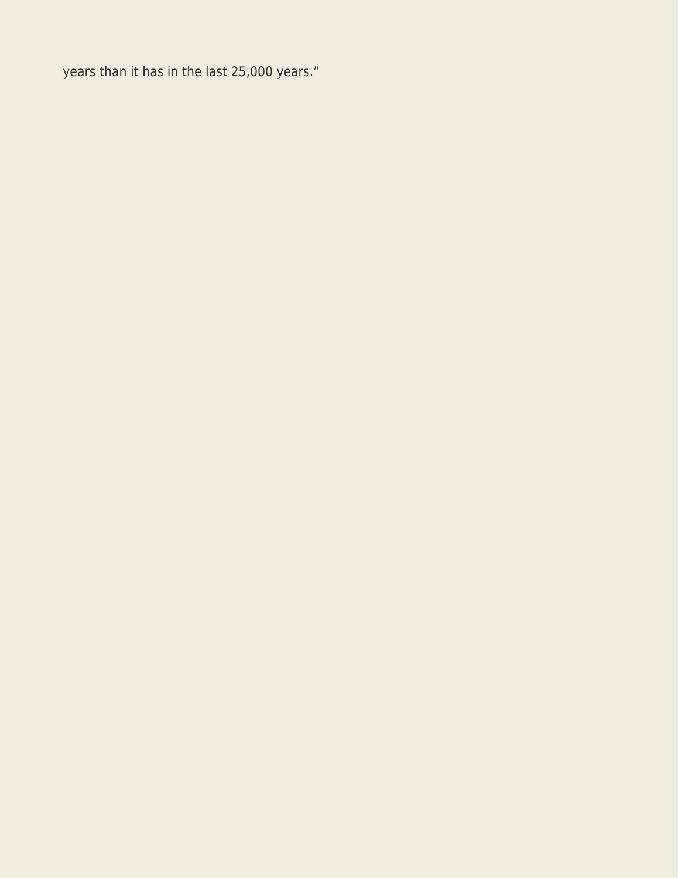years than it has in the last 25,000 years."